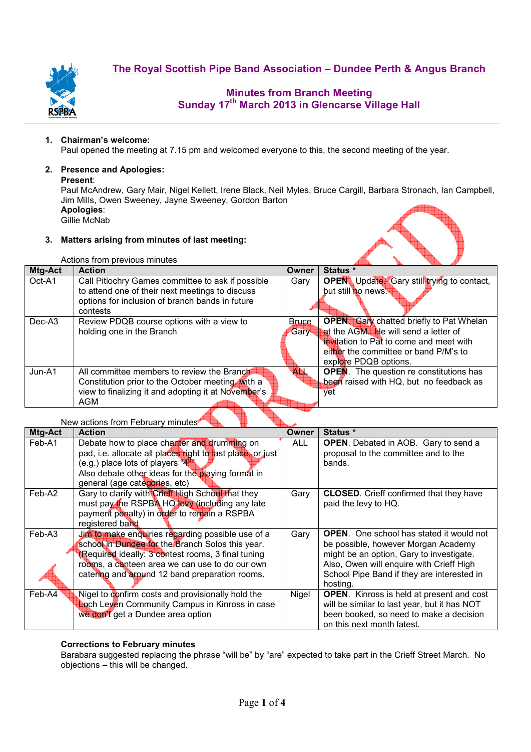# The Royal Scottish Pipe Band Association – Dundee Perth & Angus Branch

## Minutes from Branch Meeting
## Sunday 17th March 2013 in Glencarse Village Hall

1. **Chairman's welcome:**
   Paul opened the meeting at 7.15 pm and welcomed everyone to this, the second meeting of the year.

2. **Presence and Apologies:**
   **Present**:
   Paul McAndrew, Gary Mair, Nigel Kellett, Irene Black, Neil Myles, Bruce Cargill, Barbara Stronach, Ian Campbell, Jim Mills, Owen Sweeney, Jayne Sweeney, Gordon Barton
   **Apologies**:
   Gillie McNab

3. **Matters arising from minutes of last meeting:**

Actions from previous minutes

| Mtg-Act | Action | Owner | Status * |
|---|---|---|---|
| Oct-A1 | Call Pitlochry Games committee to ask if possible to attend one of their next meetings to discuss options for inclusion of branch bands in future contests | Gary | **OPEN**. Update: Gary still trying to contact, but still no news. |
| Dec-A3 | Review PDQB course options with a view to holding one in the Branch | Bruce Gary | **OPEN**. Gary chatted briefly to Pat Whelan at the AGM. He will send a letter of invitation to Pat to come and meet with either the committee or band P/M's to explore PDQB options. |
| Jun-A1 | All committee members to review the Branch Constitution prior to the October meeting, with a view to finalizing it and adopting it at November's AGM | ALL | **OPEN**. The question re constitutions has been raised with HQ, but no feedback as yet |

New actions from February minutes

| Mtg-Act | Action | Owner | Status * |
|---|---|---|---|
| Feb-A1 | Debate how to place chanter and drumming on pad, i.e. allocate all places right to last place, or just (e.g.) place lots of players "4th"<br>Also debate other ideas for the playing format in general (age categories, etc) | ALL | **OPEN**. Debated in AOB. Gary to send a proposal to the committee and to the bands. |
| Feb-A2 | Gary to clarify with Crieff High School that they must pay the RSPBA HQ levy (including any late payment penalty) in order to remain a RSPBA registered band | Gary | **CLOSED**. Crieff confirmed that they have paid the levy to HQ. |
| Feb-A3 | Jim to make enquiries regarding possible use of a school in Dundee for the Branch Solos this year. (Required ideally: 3 contest rooms, 3 final tuning rooms, a canteen area we can use to do our own catering and around 12 band preparation rooms. | Gary | **OPEN**. One school has stated it would not be possible, however Morgan Academy might be an option, Gary to investigate. Also, Owen will enquire with Crieff High School Pipe Band if they are interested in hosting. |
| Feb-A4 | Nigel to confirm costs and provisionally hold the Loch Leven Community Campus in Kinross in case we don't get a Dundee area option | Nigel | **OPEN**. Kinross is held at present and cost will be similar to last year, but it has NOT been booked, so need to make a decision on this next month latest. |

**Corrections to February minutes**
Barabara suggested replacing the phrase "will be" by "are" expected to take part in the Crieff Street March. No objections – this will be changed.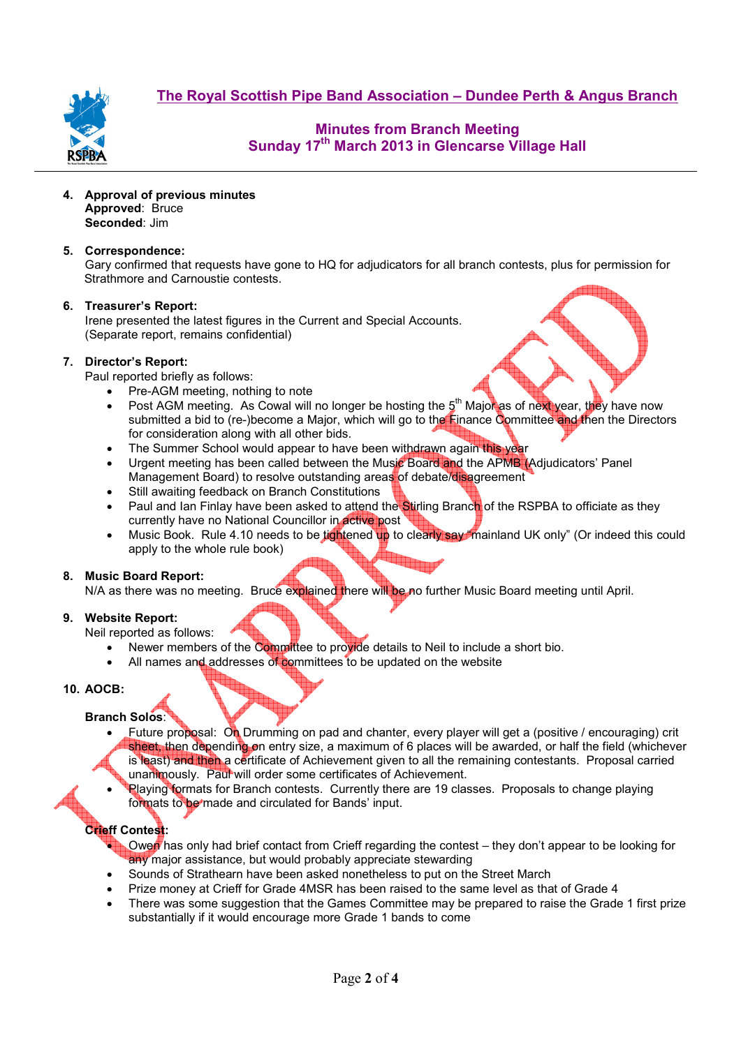## The Royal Scottish Pipe Band Association – Dundee Perth & Angus Branch

### Minutes from Branch Meeting
### Sunday 17th March 2013 in Glencarse Village Hall

UNAPPROVED

**4. Approval of previous minutes**
**Approved**: Bruce
**Seconded**: Jim

**5. Correspondence:**
Gary confirmed that requests have gone to HQ for adjudicators for all branch contests, plus for permission for Strathmore and Carnoustie contests.

**6. Treasurer's Report:**
Irene presented the latest figures in the Current and Special Accounts.
(Separate report, remains confidential)

**7. Director's Report:**
Paul reported briefly as follows:

- Pre-AGM meeting, nothing to note
- Post AGM meeting. As Cowal will no longer be hosting the 5th Major as of next year, they have now submitted a bid to (re-)become a Major, which will go to the Finance Committee and then the Directors for consideration along with all other bids.
- The Summer School would appear to have been withdrawn again this year
- Urgent meeting has been called between the Music Board and the APMB (Adjudicators' Panel Management Board) to resolve outstanding areas of debate/disagreement
- Still awaiting feedback on Branch Constitutions
- Paul and Ian Finlay have been asked to attend the Stirling Branch of the RSPBA to officiate as they currently have no National Councillor in active post
- Music Book. Rule 4.10 needs to be tightened up to clearly say "mainland UK only" (Or indeed this could apply to the whole rule book)

**8. Music Board Report:**
N/A as there was no meeting. Bruce explained there will be no further Music Board meeting until April.

**9. Website Report:**
Neil reported as follows:

- Newer members of the Committee to provide details to Neil to include a short bio.
- All names and addresses of committees to be updated on the website

**10. AOCB:**

**Branch Solos**:

- Future proposal: On Drumming on pad and chanter, every player will get a (positive / encouraging) crit sheet, then depending on entry size, a maximum of 6 places will be awarded, or half the field (whichever is least) and then a certificate of Achievement given to all the remaining contestants. Proposal carried unanimously. Paul will order some certificates of Achievement.
- Playing formats for Branch contests. Currently there are 19 classes. Proposals to change playing formats to be made and circulated for Bands' input.

**Crieff Contest**:

- Owen has only had brief contact from Crieff regarding the contest – they don't appear to be looking for any major assistance, but would probably appreciate stewarding
- Sounds of Strathearn have been asked nonetheless to put on the Street March
- Prize money at Crieff for Grade 4MSR has been raised to the same level as that of Grade 4
- There was some suggestion that the Games Committee may be prepared to raise the Grade 1 first prize substantially if it would encourage more Grade 1 bands to come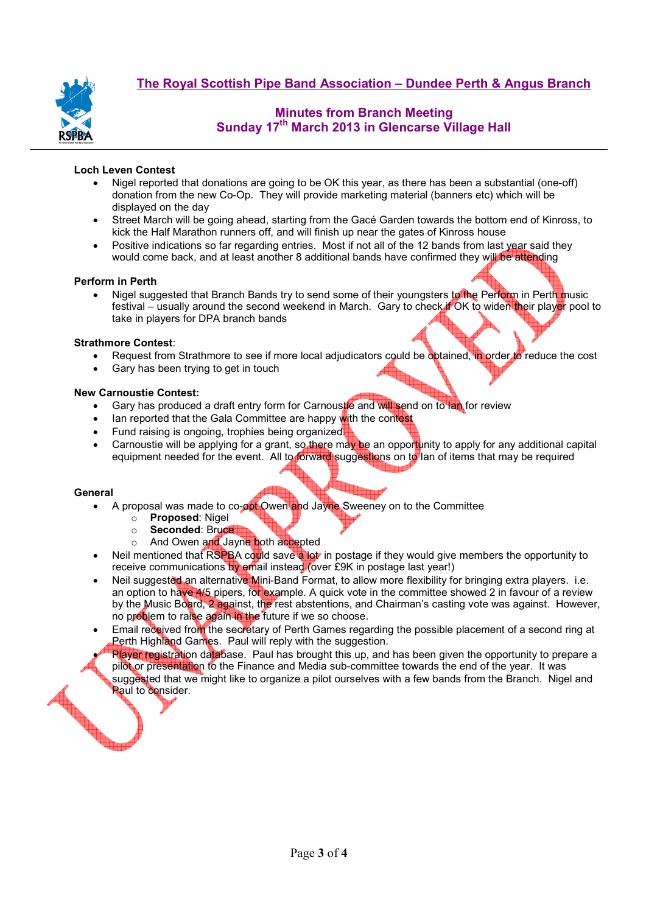## The Royal Scottish Pipe Band Association – Dundee Perth & Angus Branch

### Minutes from Branch Meeting
### Sunday 17th March 2013 in Glencarse Village Hall

**Loch Leven Contest**

- Nigel reported that donations are going to be OK this year, as there has been a substantial (one-off) donation from the new Co-Op. They will provide marketing material (banners etc) which will be displayed on the day
- Street March will be going ahead, starting from the Gacé Garden towards the bottom end of Kinross, to kick the Half Marathon runners off, and will finish up near the gates of Kinross house
- Positive indications so far regarding entries. Most if not all of the 12 bands from last year said they would come back, and at least another 8 additional bands have confirmed they will be attending

**Perform in Perth**

- Nigel suggested that Branch Bands try to send some of their youngsters to the Perform in Perth music festival – usually around the second weekend in March. Gary to check if OK to widen their player pool to take in players for DPA branch bands

**Strathmore Contest**:

- Request from Strathmore to see if more local adjudicators could be obtained, in order to reduce the cost
- Gary has been trying to get in touch

**New Carnoustie Contest:**

- Gary has produced a draft entry form for Carnoustie and will send on to Ian for review
- Ian reported that the Gala Committee are happy with the contest
- Fund raising is ongoing, trophies being organized.
- Carnoustie will be applying for a grant, so there may be an opportunity to apply for any additional capital equipment needed for the event. All to forward suggestions on to Ian of items that may be required

**General**

- A proposal was made to co-opt Owen and Jayne Sweeney on to the Committee
    - **Proposed**: Nigel
    - **Seconded**: Bruce
    - And Owen and Jayne both accepted
- Neil mentioned that RSPBA could save a lot in postage if they would give members the opportunity to receive communications by email instead (over £9K in postage last year!)
- Neil suggested an alternative Mini-Band Format, to allow more flexibility for bringing extra players. i.e. an option to have 4/5 pipers, for example. A quick vote in the committee showed 2 in favour of a review by the Music Board, 2 against, the rest abstentions, and Chairman's casting vote was against. However, no problem to raise again in the future if we so choose.
- Email received from the secretary of Perth Games regarding the possible placement of a second ring at Perth Highland Games. Paul will reply with the suggestion.
- Player registration database. Paul has brought this up, and has been given the opportunity to prepare a pilot or presentation to the Finance and Media sub-committee towards the end of the year. It was suggested that we might like to organize a pilot ourselves with a few bands from the Branch. Nigel and Paul to consider.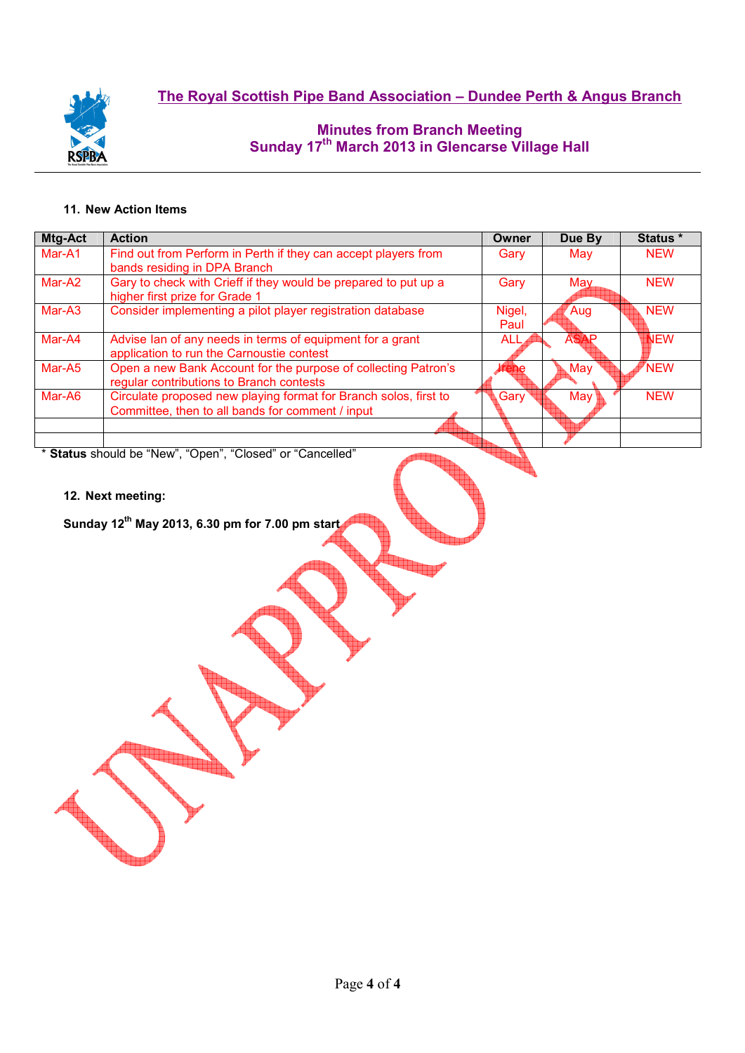# The Royal Scottish Pipe Band Association – Dundee Perth & Angus Branch

## Minutes from Branch Meeting
## Sunday 17th March 2013 in Glencarse Village Hall

### 11. New Action Items

| Mtg-Act | Action | Owner | Due By | Status * |
|---|---|---|---|---|
| Mar-A1 | Find out from Perform in Perth if they can accept players from bands residing in DPA Branch | Gary | May | NEW |
| Mar-A2 | Gary to check with Crieff if they would be prepared to put up a higher first prize for Grade 1 | Gary | May | NEW |
| Mar-A3 | Consider implementing a pilot player registration database | Nigel, Paul | Aug | NEW |
| Mar-A4 | Advise Ian of any needs in terms of equipment for a grant application to run the Carnoustie contest | ALL | ASAP | NEW |
| Mar-A5 | Open a new Bank Account for the purpose of collecting Patron's regular contributions to Branch contests | Irene | May | NEW |
| Mar-A6 | Circulate proposed new playing format for Branch solos, first to Committee, then to all bands for comment / input | Gary | May | NEW |
| | | | | |
| | | | | |

\* **Status** should be "New", "Open", "Closed" or "Cancelled"

### 12. Next meeting:

**Sunday 12th May 2013, 6.30 pm for 7.00 pm start**

UNAPPROVED